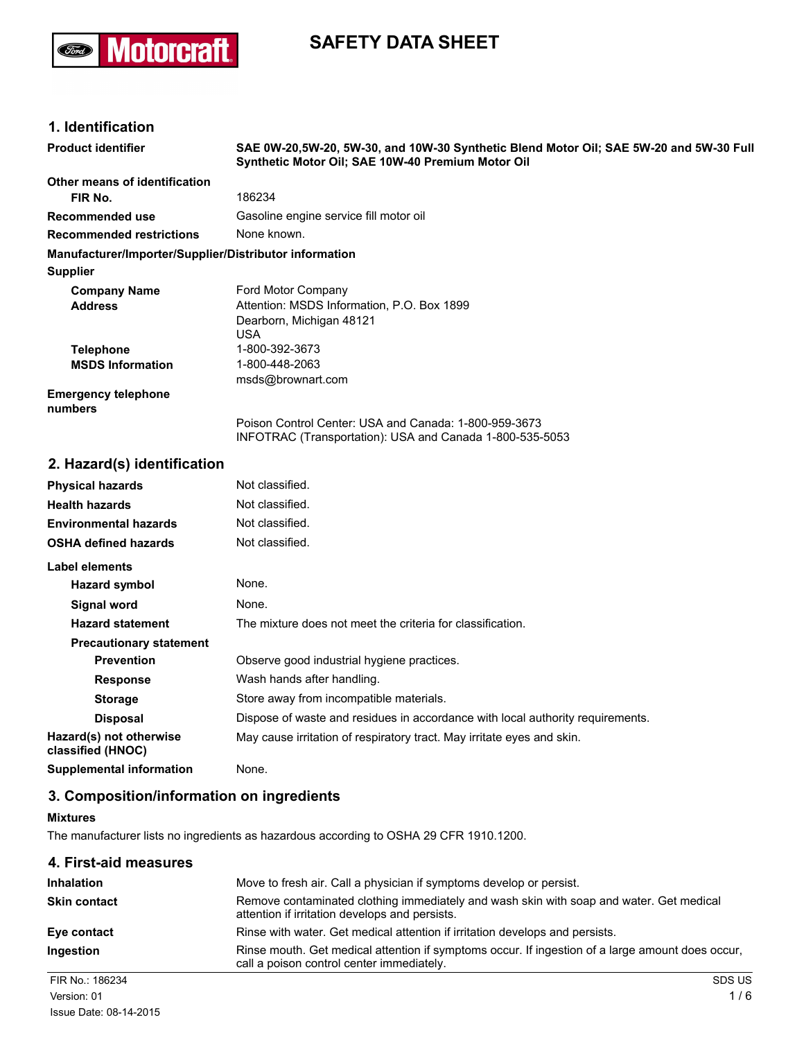# SAFETY DATA SHEET

## 1. Identification

| | |
|---|---|
| **Product identifier** | **SAE 0W-20,5W-20, 5W-30, and 10W-30 Synthetic Blend Motor Oil; SAE 5W-20 and 5W-30 Full Synthetic Motor Oil; SAE 10W-40 Premium Motor Oil** |
| **Other means of identification** | |
| **FIR No.** | 186234 |
| **Recommended use** | Gasoline engine service fill motor oil |
| **Recommended restrictions** | None known. |

**Manufacturer/Importer/Supplier/Distributor information**

**Supplier**

| | |
|---|---|
| **Company Name** | Ford Motor Company |
| **Address** | Attention: MSDS Information, P.O. Box 1899<br>Dearborn, Michigan 48121<br>USA |
| **Telephone** | 1-800-392-3673 |
| **MSDS Information** | 1-800-448-2063<br>msds@brownart.com |
| **Emergency telephone numbers** | Poison Control Center: USA and Canada: 1-800-959-3673<br>INFOTRAC (Transportation): USA and Canada 1-800-535-5053 |

## 2. Hazard(s) identification

| | |
|---|---|
| **Physical hazards** | Not classified. |
| **Health hazards** | Not classified. |
| **Environmental hazards** | Not classified. |
| **OSHA defined hazards** | Not classified. |

**Label elements**

| | |
|---|---|
| **Hazard symbol** | None. |
| **Signal word** | None. |
| **Hazard statement** | The mixture does not meet the criteria for classification. |
| **Precautionary statement** | |
| **Prevention** | Observe good industrial hygiene practices. |
| **Response** | Wash hands after handling. |
| **Storage** | Store away from incompatible materials. |
| **Disposal** | Dispose of waste and residues in accordance with local authority requirements. |
| **Hazard(s) not otherwise classified (HNOC)** | May cause irritation of respiratory tract. May irritate eyes and skin. |
| **Supplemental information** | None. |

## 3. Composition/information on ingredients

**Mixtures**

The manufacturer lists no ingredients as hazardous according to OSHA 29 CFR 1910.1200.

## 4. First-aid measures

| | |
|---|---|
| **Inhalation** | Move to fresh air. Call a physician if symptoms develop or persist. |
| **Skin contact** | Remove contaminated clothing immediately and wash skin with soap and water. Get medical attention if irritation develops and persists. |
| **Eye contact** | Rinse with water. Get medical attention if irritation develops and persists. |
| **Ingestion** | Rinse mouth. Get medical attention if symptoms occur. If ingestion of a large amount does occur, call a poison control center immediately. |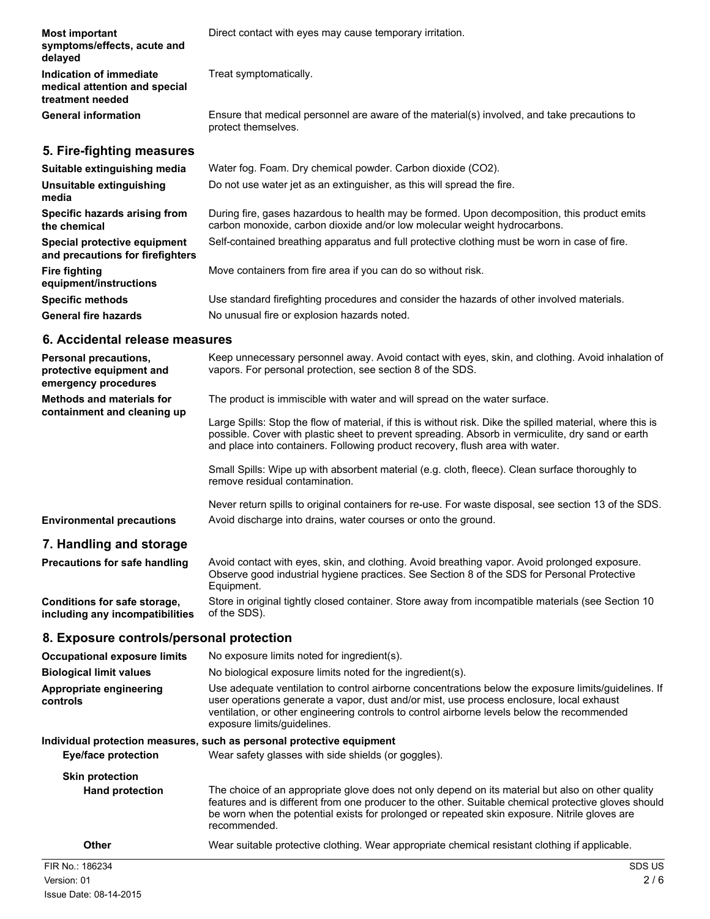**Most important symptoms/effects, acute and delayed**
Direct contact with eyes may cause temporary irritation.

**Indication of immediate medical attention and special treatment needed**
Treat symptomatically.

**General information**
Ensure that medical personnel are aware of the material(s) involved, and take precautions to protect themselves.

## 5. Fire-fighting measures

**Suitable extinguishing media**
Water fog. Foam. Dry chemical powder. Carbon dioxide ($CO_2$).

**Unsuitable extinguishing media**
Do not use water jet as an extinguisher, as this will spread the fire.

**Specific hazards arising from the chemical**
During fire, gases hazardous to health may be formed. Upon decomposition, this product emits carbon monoxide, carbon dioxide and/or low molecular weight hydrocarbons.

**Special protective equipment and precautions for firefighters**
Self-contained breathing apparatus and full protective clothing must be worn in case of fire.

**Fire fighting equipment/instructions**
Move containers from fire area if you can do so without risk.

**Specific methods**
Use standard firefighting procedures and consider the hazards of other involved materials.

**General fire hazards**
No unusual fire or explosion hazards noted.

## 6. Accidental release measures

**Personal precautions, protective equipment and emergency procedures**
Keep unnecessary personnel away. Avoid contact with eyes, skin, and clothing. Avoid inhalation of vapors. For personal protection, see section 8 of the SDS.

**Methods and materials for containment and cleaning up**
The product is immiscible with water and will spread on the water surface.

Large Spills: Stop the flow of material, if this is without risk. Dike the spilled material, where this is possible. Cover with plastic sheet to prevent spreading. Absorb in vermiculite, dry sand or earth and place into containers. Following product recovery, flush area with water.

Small Spills: Wipe up with absorbent material (e.g. cloth, fleece). Clean surface thoroughly to remove residual contamination.

Never return spills to original containers for re-use. For waste disposal, see section 13 of the SDS.

**Environmental precautions**
Avoid discharge into drains, water courses or onto the ground.

## 7. Handling and storage

**Precautions for safe handling**
Avoid contact with eyes, skin, and clothing. Avoid breathing vapor. Avoid prolonged exposure. Observe good industrial hygiene practices. See Section 8 of the SDS for Personal Protective Equipment.

**Conditions for safe storage, including any incompatibilities**
Store in original tightly closed container. Store away from incompatible materials (see Section 10 of the SDS).

## 8. Exposure controls/personal protection

**Occupational exposure limits**
No exposure limits noted for ingredient(s).

**Biological limit values**
No biological exposure limits noted for the ingredient(s).

**Appropriate engineering controls**
Use adequate ventilation to control airborne concentrations below the exposure limits/guidelines. If user operations generate a vapor, dust and/or mist, use process enclosure, local exhaust ventilation, or other engineering controls to control airborne levels below the recommended exposure limits/guidelines.

**Individual protection measures, such as personal protective equipment**

**Eye/face protection**
Wear safety glasses with side shields (or goggles).

**Skin protection**

**Hand protection**
The choice of an appropriate glove does not only depend on its material but also on other quality features and is different from one producer to the other. Suitable chemical protective gloves should be worn when the potential exists for prolonged or repeated skin exposure. Nitrile gloves are recommended.

**Other**
Wear suitable protective clothing. Wear appropriate chemical resistant clothing if applicable.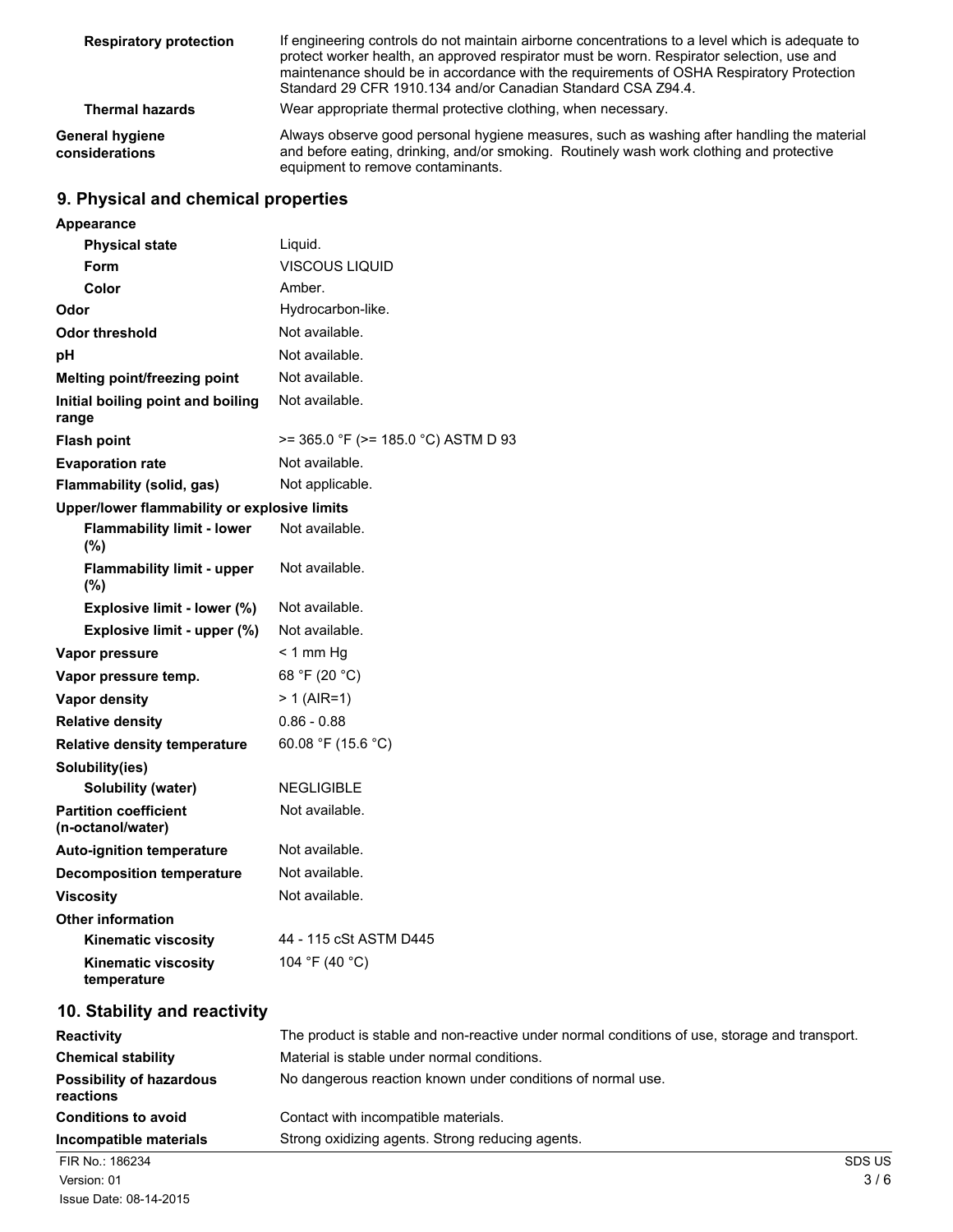| | |
|---|---|
| **Respiratory protection** | If engineering controls do not maintain airborne concentrations to a level which is adequate to protect worker health, an approved respirator must be worn. Respirator selection, use and maintenance should be in accordance with the requirements of OSHA Respiratory Protection Standard 29 CFR 1910.134 and/or Canadian Standard CSA Z94.4. |
| **Thermal hazards** | Wear appropriate thermal protective clothing, when necessary. |
| **General hygiene considerations** | Always observe good personal hygiene measures, such as washing after handling the material and before eating, drinking, and/or smoking. Routinely wash work clothing and protective equipment to remove contaminants. |

## 9. Physical and chemical properties

| | |
|---|---|
| **Appearance** | |
| **Physical state** | Liquid. |
| **Form** | VISCOUS LIQUID |
| **Color** | Amber. |
| **Odor** | Hydrocarbon-like. |
| **Odor threshold** | Not available. |
| **pH** | Not available. |
| **Melting point/freezing point** | Not available. |
| **Initial boiling point and boiling range** | Not available. |
| **Flash point** | >= 365.0 °F (>= 185.0 °C) ASTM D 93 |
| **Evaporation rate** | Not available. |
| **Flammability (solid, gas)** | Not applicable. |
| **Upper/lower flammability or explosive limits** | |
| **Flammability limit - lower (%)** | Not available. |
| **Flammability limit - upper (%)** | Not available. |
| **Explosive limit - lower (%)** | Not available. |
| **Explosive limit - upper (%)** | Not available. |
| **Vapor pressure** | < 1 mm Hg |
| **Vapor pressure temp.** | 68 °F (20 °C) |
| **Vapor density** | > 1 (AIR=1) |
| **Relative density** | 0.86 - 0.88 |
| **Relative density temperature** | 60.08 °F (15.6 °C) |
| **Solubility(ies)** | |
| **Solubility (water)** | NEGLIGIBLE |
| **Partition coefficient (n-octanol/water)** | Not available. |
| **Auto-ignition temperature** | Not available. |
| **Decomposition temperature** | Not available. |
| **Viscosity** | Not available. |
| **Other information** | |
| **Kinematic viscosity** | 44 - 115 cSt ASTM D445 |
| **Kinematic viscosity temperature** | 104 °F (40 °C) |

## 10. Stability and reactivity

| | |
|---|---|
| **Reactivity** | The product is stable and non-reactive under normal conditions of use, storage and transport. |
| **Chemical stability** | Material is stable under normal conditions. |
| **Possibility of hazardous reactions** | No dangerous reaction known under conditions of normal use. |
| **Conditions to avoid** | Contact with incompatible materials. |
| **Incompatible materials** | Strong oxidizing agents. Strong reducing agents. |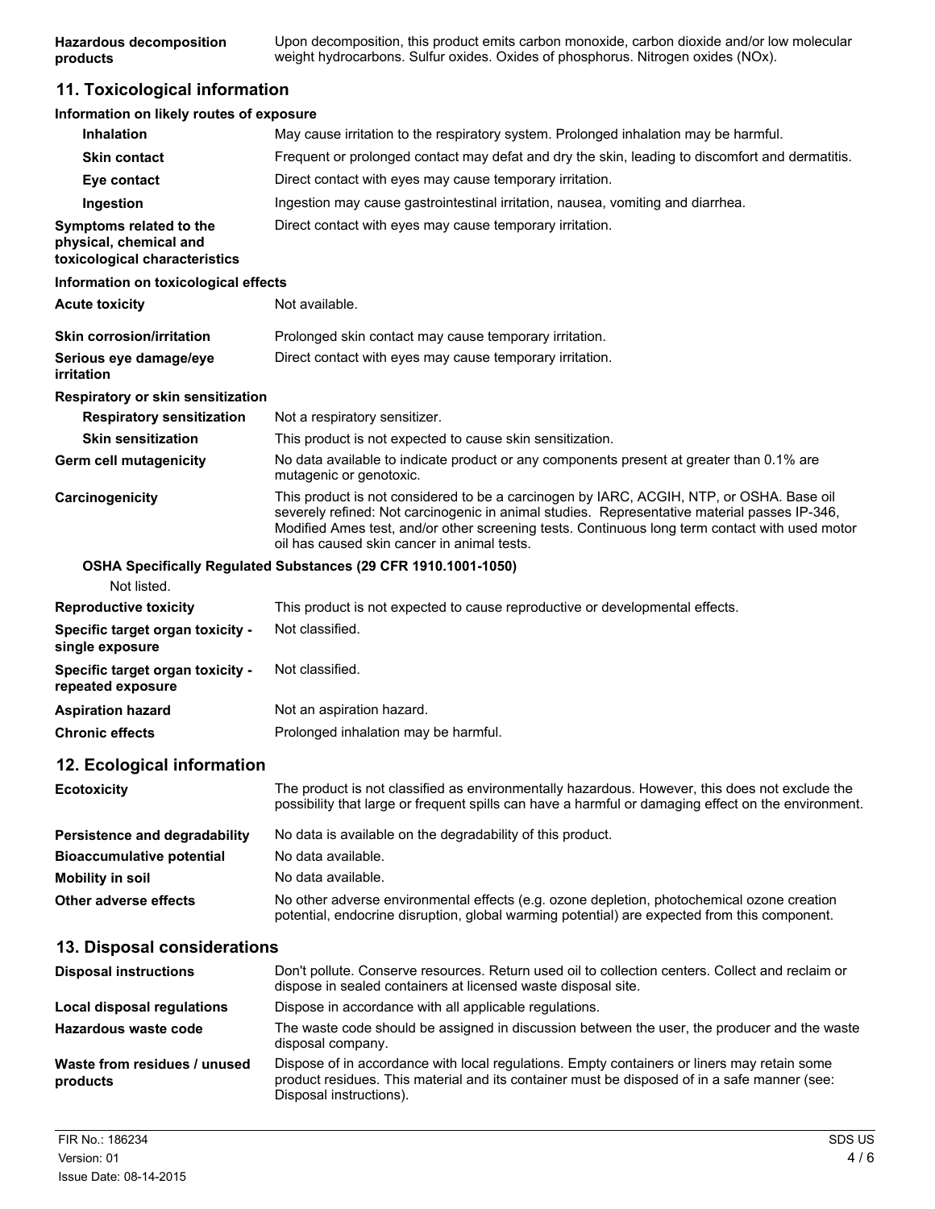**Hazardous decomposition products** Upon decomposition, this product emits carbon monoxide, carbon dioxide and/or low molecular weight hydrocarbons. Sulfur oxides. Oxides of phosphorus. Nitrogen oxides (NOx).

## 11. Toxicological information

**Information on likely routes of exposure**

| | |
|---|---|
| **Inhalation** | May cause irritation to the respiratory system. Prolonged inhalation may be harmful. |
| **Skin contact** | Frequent or prolonged contact may defat and dry the skin, leading to discomfort and dermatitis. |
| **Eye contact** | Direct contact with eyes may cause temporary irritation. |
| **Ingestion** | Ingestion may cause gastrointestinal irritation, nausea, vomiting and diarrhea. |
| **Symptoms related to the physical, chemical and toxicological characteristics** | Direct contact with eyes may cause temporary irritation. |

**Information on toxicological effects**

| | |
|---|---|
| **Acute toxicity** | Not available. |
| **Skin corrosion/irritation** | Prolonged skin contact may cause temporary irritation. |
| **Serious eye damage/eye irritation** | Direct contact with eyes may cause temporary irritation. |

**Respiratory or skin sensitization**

| | |
|---|---|
| **Respiratory sensitization** | Not a respiratory sensitizer. |
| **Skin sensitization** | This product is not expected to cause skin sensitization. |
| **Germ cell mutagenicity** | No data available to indicate product or any components present at greater than 0.1% are mutagenic or genotoxic. |
| **Carcinogenicity** | This product is not considered to be a carcinogen by IARC, ACGIH, NTP, or OSHA. Base oil severely refined: Not carcinogenic in animal studies. Representative material passes IP-346, Modified Ames test, and/or other screening tests. Continuous long term contact with used motor oil has caused skin cancer in animal tests. |

**OSHA Specifically Regulated Substances (29 CFR 1910.1001-1050)**

Not listed.

| | |
|---|---|
| **Reproductive toxicity** | This product is not expected to cause reproductive or developmental effects. |
| **Specific target organ toxicity - single exposure** | Not classified. |
| **Specific target organ toxicity - repeated exposure** | Not classified. |
| **Aspiration hazard** | Not an aspiration hazard. |
| **Chronic effects** | Prolonged inhalation may be harmful. |

## 12. Ecological information

| | |
|---|---|
| **Ecotoxicity** | The product is not classified as environmentally hazardous. However, this does not exclude the possibility that large or frequent spills can have a harmful or damaging effect on the environment. |
| **Persistence and degradability** | No data is available on the degradability of this product. |
| **Bioaccumulative potential** | No data available. |
| **Mobility in soil** | No data available. |
| **Other adverse effects** | No other adverse environmental effects (e.g. ozone depletion, photochemical ozone creation potential, endocrine disruption, global warming potential) are expected from this component. |

## 13. Disposal considerations

| | |
|---|---|
| **Disposal instructions** | Don't pollute. Conserve resources. Return used oil to collection centers. Collect and reclaim or dispose in sealed containers at licensed waste disposal site. |
| **Local disposal regulations** | Dispose in accordance with all applicable regulations. |
| **Hazardous waste code** | The waste code should be assigned in discussion between the user, the producer and the waste disposal company. |
| **Waste from residues / unused products** | Dispose of in accordance with local regulations. Empty containers or liners may retain some product residues. This material and its container must be disposed of in a safe manner (see: Disposal instructions). |

FIR No.: 186234
Version: 01
Issue Date: 08-14-2015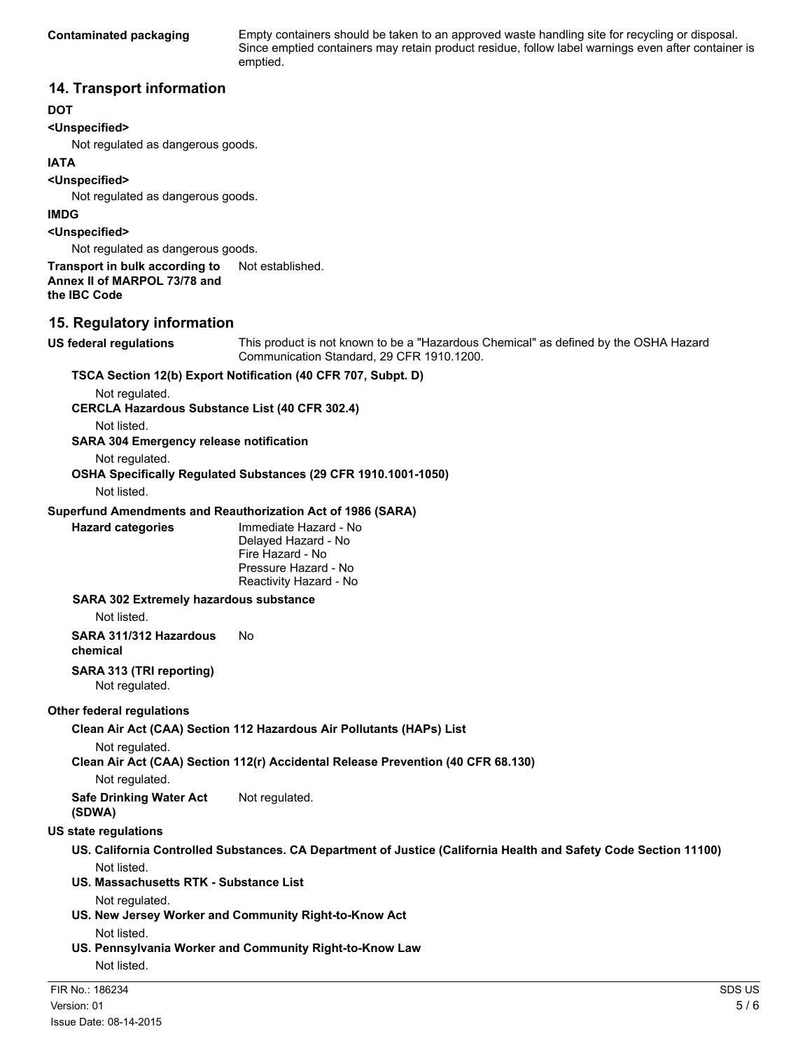**Contaminated packaging** Empty containers should be taken to an approved waste handling site for recycling or disposal. Since emptied containers may retain product residue, follow label warnings even after container is emptied.

## 14. Transport information

**DOT**

**<Unspecified>**

Not regulated as dangerous goods.

**IATA**

**<Unspecified>**

Not regulated as dangerous goods.

**IMDG**

**<Unspecified>**

Not regulated as dangerous goods.

**Transport in bulk according to Annex II of MARPOL 73/78 and the IBC Code** Not established.

## 15. Regulatory information

**US federal regulations** This product is not known to be a "Hazardous Chemical" as defined by the OSHA Hazard Communication Standard, 29 CFR 1910.1200.

**TSCA Section 12(b) Export Notification (40 CFR 707, Subpt. D)**

Not regulated.

**CERCLA Hazardous Substance List (40 CFR 302.4)**

Not listed.

**SARA 304 Emergency release notification**

Not regulated.

**OSHA Specifically Regulated Substances (29 CFR 1910.1001-1050)**

Not listed.

**Superfund Amendments and Reauthorization Act of 1986 (SARA)**

**Hazard categories**
Immediate Hazard - No
Delayed Hazard - No
Fire Hazard - No
Pressure Hazard - No
Reactivity Hazard - No

**SARA 302 Extremely hazardous substance**

Not listed.

**SARA 311/312 Hazardous chemical** No

**SARA 313 (TRI reporting)**

Not regulated.

**Other federal regulations**

**Clean Air Act (CAA) Section 112 Hazardous Air Pollutants (HAPs) List**

Not regulated.

**Clean Air Act (CAA) Section 112(r) Accidental Release Prevention (40 CFR 68.130)**

Not regulated.

**Safe Drinking Water Act (SDWA)** Not regulated.

**US state regulations**

**US. California Controlled Substances. CA Department of Justice (California Health and Safety Code Section 11100)**

Not listed.

**US. Massachusetts RTK - Substance List**

Not regulated.

**US. New Jersey Worker and Community Right-to-Know Act**

Not listed.

**US. Pennsylvania Worker and Community Right-to-Know Law**

Not listed.

FIR No.: 186234
Version: 01
Issue Date: 08-14-2015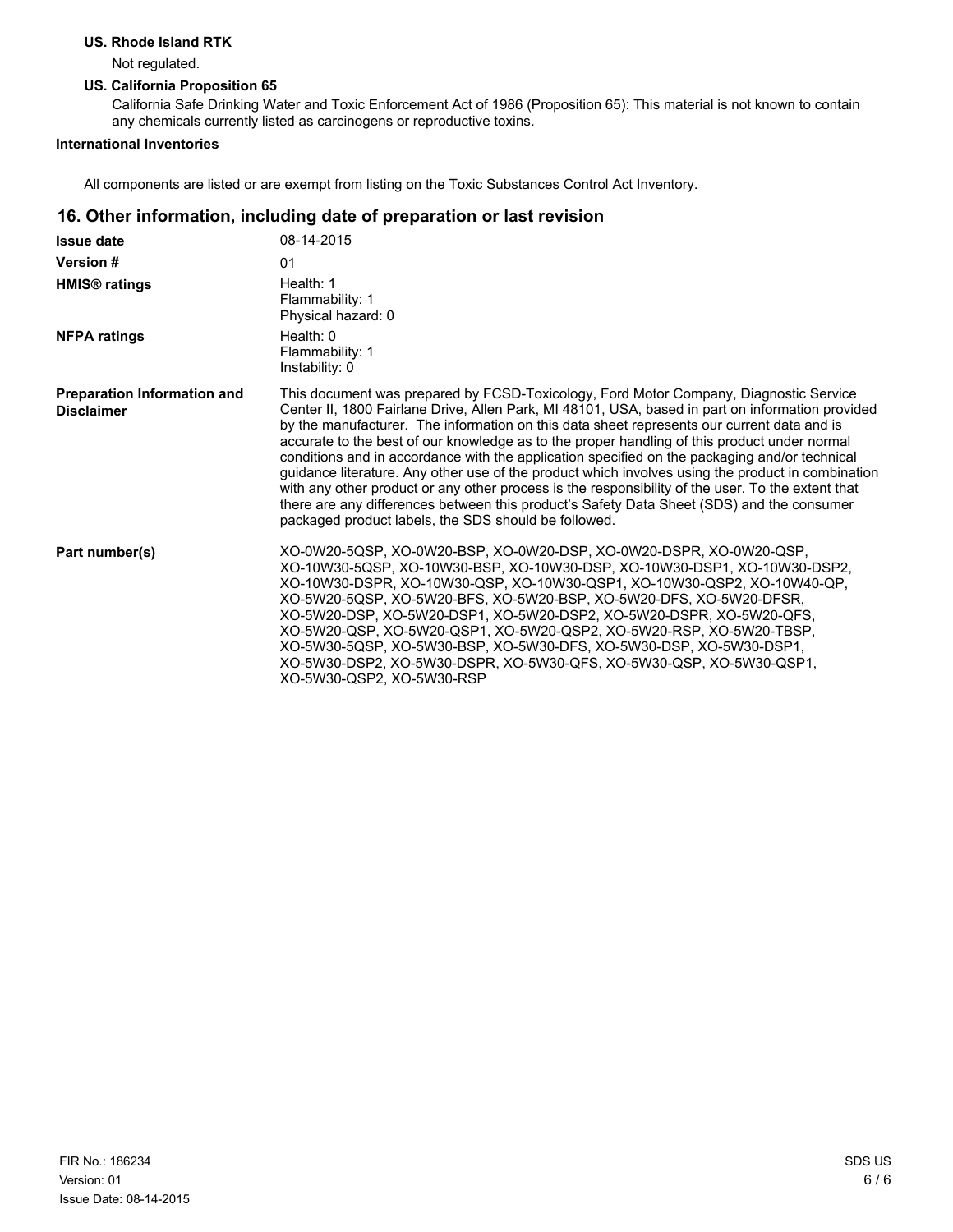**US. Rhode Island RTK**

Not regulated.

**US. California Proposition 65**

California Safe Drinking Water and Toxic Enforcement Act of 1986 (Proposition 65): This material is not known to contain any chemicals currently listed as carcinogens or reproductive toxins.

**International Inventories**

All components are listed or are exempt from listing on the Toxic Substances Control Act Inventory.

## 16. Other information, including date of preparation or last revision

| | |
|---|---|
| **Issue date** | 08-14-2015 |
| **Version #** | 01 |
| **HMIS® ratings** | Health: 1<br>Flammability: 1<br>Physical hazard: 0 |
| **NFPA ratings** | Health: 0<br>Flammability: 1<br>Instability: 0 |
| **Preparation Information and Disclaimer** | This document was prepared by FCSD-Toxicology, Ford Motor Company, Diagnostic Service Center II, 1800 Fairlane Drive, Allen Park, MI 48101, USA, based in part on information provided by the manufacturer. The information on this data sheet represents our current data and is accurate to the best of our knowledge as to the proper handling of this product under normal conditions and in accordance with the application specified on the packaging and/or technical guidance literature. Any other use of the product which involves using the product in combination with any other product or any other process is the responsibility of the user. To the extent that there are any differences between this product's Safety Data Sheet (SDS) and the consumer packaged product labels, the SDS should be followed. |
| **Part number(s)** | XO-0W20-5QSP, XO-0W20-BSP, XO-0W20-DSP, XO-0W20-DSPR, XO-0W20-QSP, XO-10W30-5QSP, XO-10W30-BSP, XO-10W30-DSP, XO-10W30-DSP1, XO-10W30-DSP2, XO-10W30-DSPR, XO-10W30-QSP, XO-10W30-QSP1, XO-10W30-QSP2, XO-10W40-QP, XO-5W20-5QSP, XO-5W20-BFS, XO-5W20-BSP, XO-5W20-DFS, XO-5W20-DFSR, XO-5W20-DSP, XO-5W20-DSP1, XO-5W20-DSP2, XO-5W20-DSPR, XO-5W20-QFS, XO-5W20-QSP, XO-5W20-QSP1, XO-5W20-QSP2, XO-5W20-RSP, XO-5W20-TBSP, XO-5W30-5QSP, XO-5W30-BSP, XO-5W30-DFS, XO-5W30-DSP, XO-5W30-DSP1, XO-5W30-DSP2, XO-5W30-DSPR, XO-5W30-QFS, XO-5W30-QSP, XO-5W30-QSP1, XO-5W30-QSP2, XO-5W30-RSP |